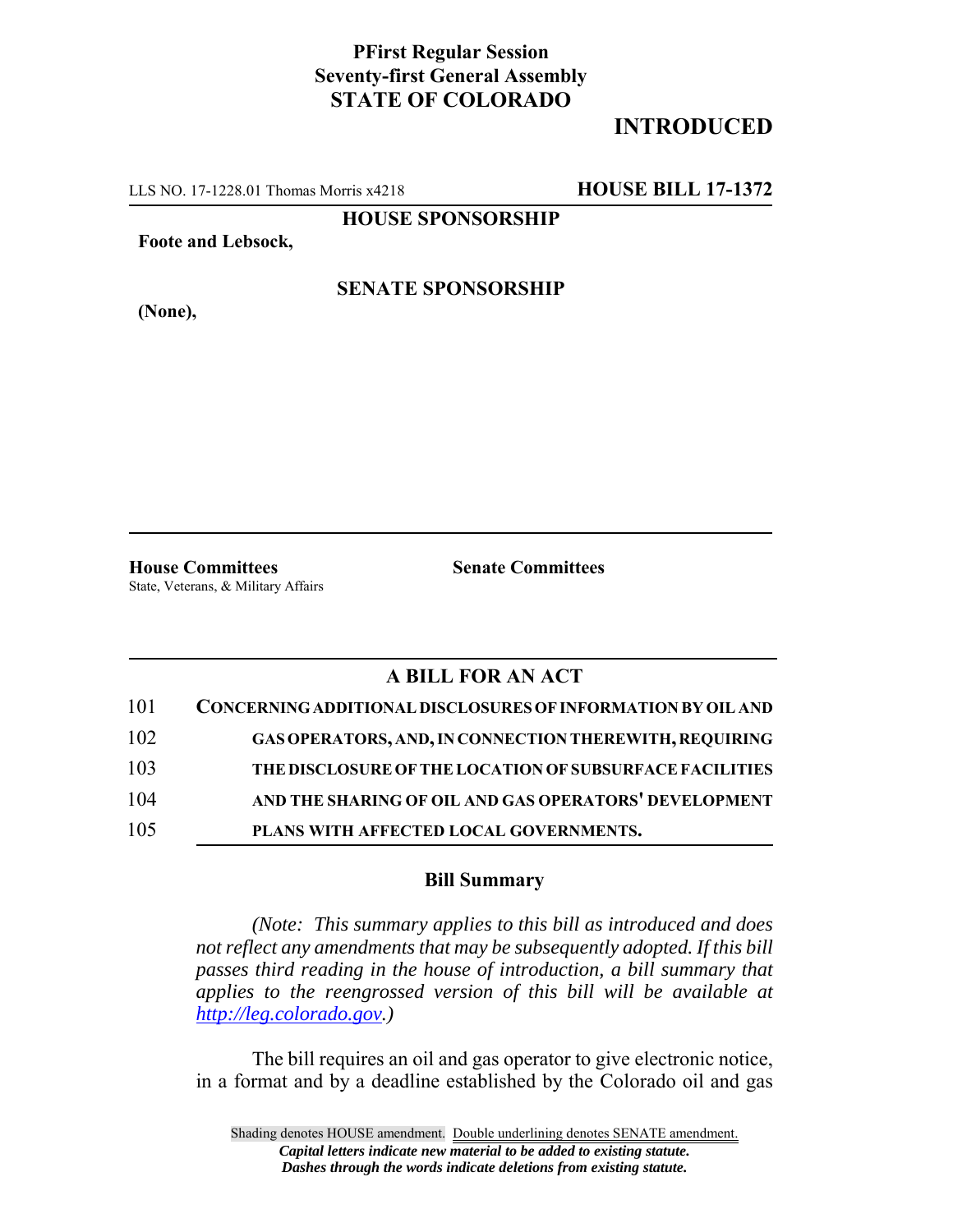**PFirst Regular Session**
**Seventy-first General Assembly**
**STATE OF COLORADO**

**INTRODUCED**

LLS NO. 17-1228.01 Thomas Morris x4218 **HOUSE BILL 17-1372**

**HOUSE SPONSORSHIP**

**Foote and Lebsock,**

**SENATE SPONSORSHIP**

**(None),**

**House Committees**
State, Veterans, & Military Affairs

**Senate Committees**

## A BILL FOR AN ACT

101 **CONCERNING ADDITIONAL DISCLOSURES OF INFORMATION BY OIL AND**
102 **GAS OPERATORS, AND, IN CONNECTION THEREWITH, REQUIRING**
103 **THE DISCLOSURE OF THE LOCATION OF SUBSURFACE FACILITIES**
104 **AND THE SHARING OF OIL AND GAS OPERATORS' DEVELOPMENT**
105 **PLANS WITH AFFECTED LOCAL GOVERNMENTS.**

### Bill Summary

*(Note: This summary applies to this bill as introduced and does not reflect any amendments that may be subsequently adopted. If this bill passes third reading in the house of introduction, a bill summary that applies to the reengrossed version of this bill will be available at http://leg.colorado.gov.)*

The bill requires an oil and gas operator to give electronic notice, in a format and by a deadline established by the Colorado oil and gas

Shading denotes HOUSE amendment. Double underlining denotes SENATE amendment.
*Capital letters indicate new material to be added to existing statute.*
*Dashes through the words indicate deletions from existing statute.*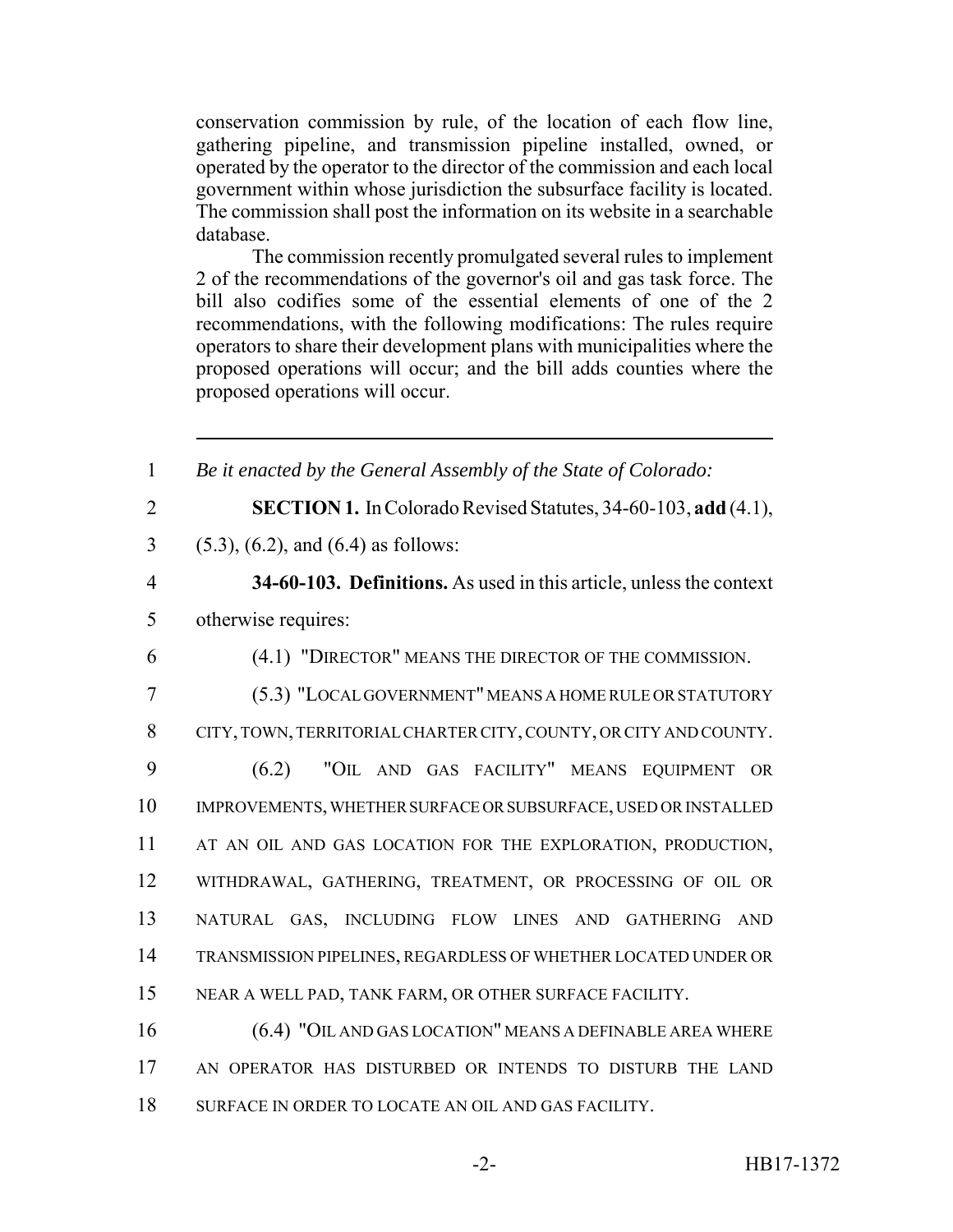conservation commission by rule, of the location of each flow line, gathering pipeline, and transmission pipeline installed, owned, or operated by the operator to the director of the commission and each local government within whose jurisdiction the subsurface facility is located. The commission shall post the information on its website in a searchable database.

The commission recently promulgated several rules to implement 2 of the recommendations of the governor's oil and gas task force. The bill also codifies some of the essential elements of one of the 2 recommendations, with the following modifications: The rules require operators to share their development plans with municipalities where the proposed operations will occur; and the bill adds counties where the proposed operations will occur.

---

1 *Be it enacted by the General Assembly of the State of Colorado:*

2 **SECTION 1.** In Colorado Revised Statutes, 34-60-103, **add** (4.1),

3 (5.3), (6.2), and (6.4) as follows:

4 **34-60-103. Definitions.** As used in this article, unless the context

5 otherwise requires:

6 (4.1) "DIRECTOR" MEANS THE DIRECTOR OF THE COMMISSION.

7 (5.3) "LOCAL GOVERNMENT" MEANS A HOME RULE OR STATUTORY

8 CITY, TOWN, TERRITORIAL CHARTER CITY, COUNTY, OR CITY AND COUNTY.

9 (6.2) "OIL AND GAS FACILITY" MEANS EQUIPMENT OR

10 IMPROVEMENTS, WHETHER SURFACE OR SUBSURFACE, USED OR INSTALLED

11 AT AN OIL AND GAS LOCATION FOR THE EXPLORATION, PRODUCTION,

12 WITHDRAWAL, GATHERING, TREATMENT, OR PROCESSING OF OIL OR

13 NATURAL GAS, INCLUDING FLOW LINES AND GATHERING AND

14 TRANSMISSION PIPELINES, REGARDLESS OF WHETHER LOCATED UNDER OR

15 NEAR A WELL PAD, TANK FARM, OR OTHER SURFACE FACILITY.

16 (6.4) "OIL AND GAS LOCATION" MEANS A DEFINABLE AREA WHERE

17 AN OPERATOR HAS DISTURBED OR INTENDS TO DISTURB THE LAND

18 SURFACE IN ORDER TO LOCATE AN OIL AND GAS FACILITY.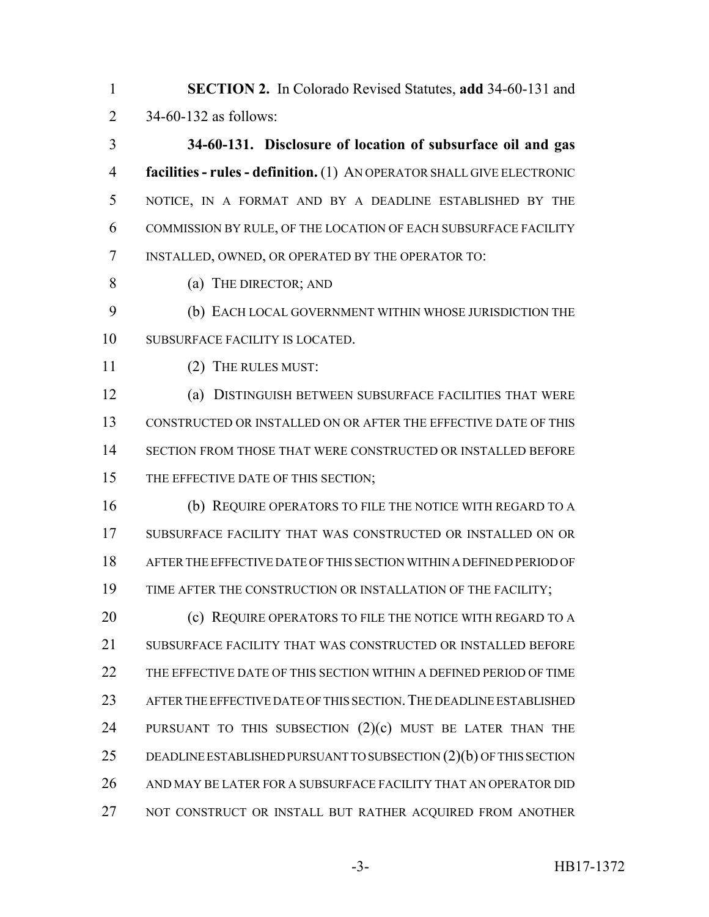**SECTION 2.** In Colorado Revised Statutes, **add** 34-60-131 and 34-60-132 as follows:

**34-60-131. Disclosure of location of subsurface oil and gas facilities - rules - definition.** (1) AN OPERATOR SHALL GIVE ELECTRONIC NOTICE, IN A FORMAT AND BY A DEADLINE ESTABLISHED BY THE COMMISSION BY RULE, OF THE LOCATION OF EACH SUBSURFACE FACILITY INSTALLED, OWNED, OR OPERATED BY THE OPERATOR TO:

(a) THE DIRECTOR; AND

(b) EACH LOCAL GOVERNMENT WITHIN WHOSE JURISDICTION THE SUBSURFACE FACILITY IS LOCATED.

(2) THE RULES MUST:

(a) DISTINGUISH BETWEEN SUBSURFACE FACILITIES THAT WERE CONSTRUCTED OR INSTALLED ON OR AFTER THE EFFECTIVE DATE OF THIS SECTION FROM THOSE THAT WERE CONSTRUCTED OR INSTALLED BEFORE THE EFFECTIVE DATE OF THIS SECTION;

(b) REQUIRE OPERATORS TO FILE THE NOTICE WITH REGARD TO A SUBSURFACE FACILITY THAT WAS CONSTRUCTED OR INSTALLED ON OR AFTER THE EFFECTIVE DATE OF THIS SECTION WITHIN A DEFINED PERIOD OF TIME AFTER THE CONSTRUCTION OR INSTALLATION OF THE FACILITY;

(c) REQUIRE OPERATORS TO FILE THE NOTICE WITH REGARD TO A SUBSURFACE FACILITY THAT WAS CONSTRUCTED OR INSTALLED BEFORE THE EFFECTIVE DATE OF THIS SECTION WITHIN A DEFINED PERIOD OF TIME AFTER THE EFFECTIVE DATE OF THIS SECTION. THE DEADLINE ESTABLISHED PURSUANT TO THIS SUBSECTION (2)(c) MUST BE LATER THAN THE DEADLINE ESTABLISHED PURSUANT TO SUBSECTION (2)(b) OF THIS SECTION AND MAY BE LATER FOR A SUBSURFACE FACILITY THAT AN OPERATOR DID NOT CONSTRUCT OR INSTALL BUT RATHER ACQUIRED FROM ANOTHER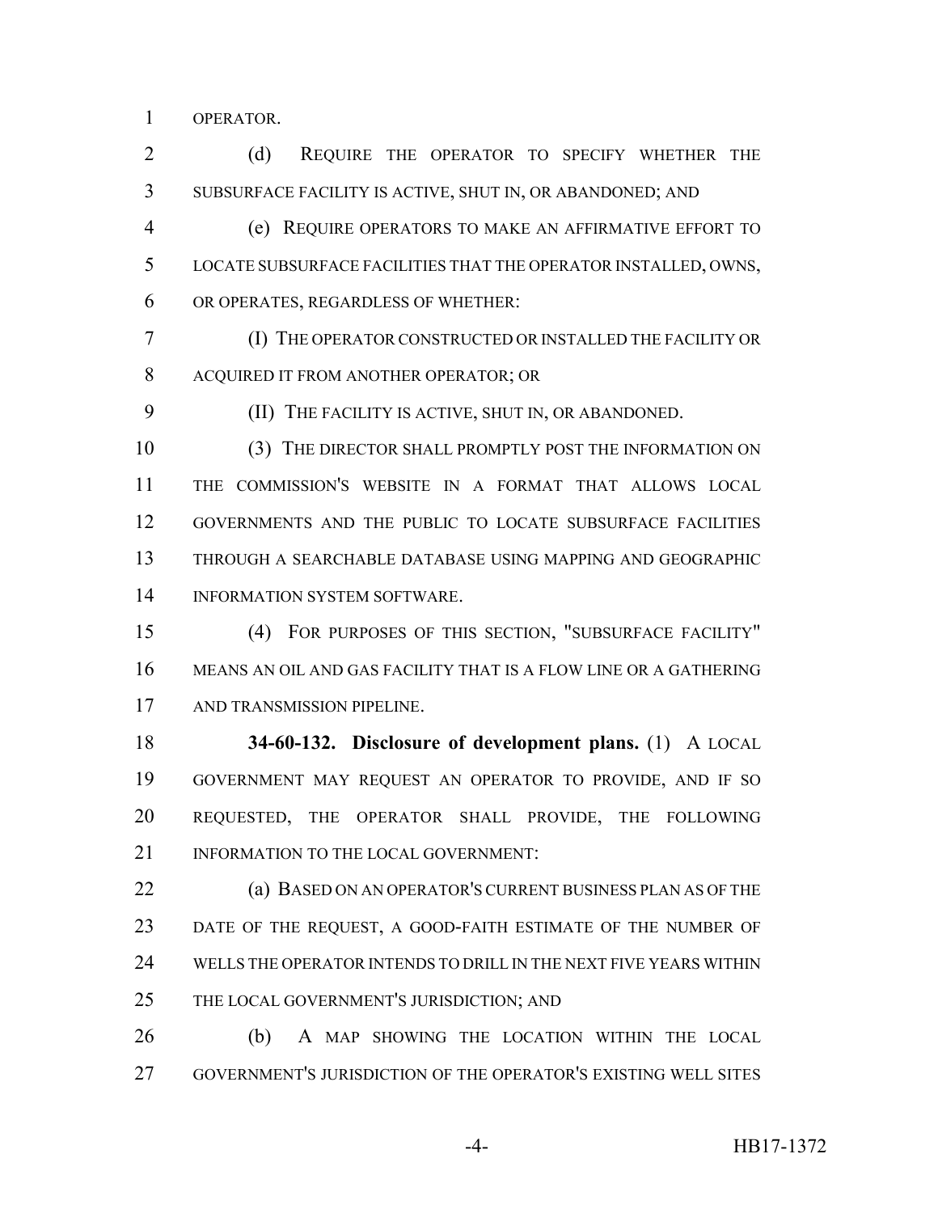OPERATOR.

(d) REQUIRE THE OPERATOR TO SPECIFY WHETHER THE SUBSURFACE FACILITY IS ACTIVE, SHUT IN, OR ABANDONED; AND

(e) REQUIRE OPERATORS TO MAKE AN AFFIRMATIVE EFFORT TO LOCATE SUBSURFACE FACILITIES THAT THE OPERATOR INSTALLED, OWNS, OR OPERATES, REGARDLESS OF WHETHER:

(I) THE OPERATOR CONSTRUCTED OR INSTALLED THE FACILITY OR ACQUIRED IT FROM ANOTHER OPERATOR; OR

(II) THE FACILITY IS ACTIVE, SHUT IN, OR ABANDONED.

(3) THE DIRECTOR SHALL PROMPTLY POST THE INFORMATION ON THE COMMISSION'S WEBSITE IN A FORMAT THAT ALLOWS LOCAL GOVERNMENTS AND THE PUBLIC TO LOCATE SUBSURFACE FACILITIES THROUGH A SEARCHABLE DATABASE USING MAPPING AND GEOGRAPHIC INFORMATION SYSTEM SOFTWARE.

(4) FOR PURPOSES OF THIS SECTION, "SUBSURFACE FACILITY" MEANS AN OIL AND GAS FACILITY THAT IS A FLOW LINE OR A GATHERING AND TRANSMISSION PIPELINE.

**34-60-132. Disclosure of development plans.** (1) A LOCAL GOVERNMENT MAY REQUEST AN OPERATOR TO PROVIDE, AND IF SO REQUESTED, THE OPERATOR SHALL PROVIDE, THE FOLLOWING INFORMATION TO THE LOCAL GOVERNMENT:

(a) BASED ON AN OPERATOR'S CURRENT BUSINESS PLAN AS OF THE DATE OF THE REQUEST, A GOOD-FAITH ESTIMATE OF THE NUMBER OF WELLS THE OPERATOR INTENDS TO DRILL IN THE NEXT FIVE YEARS WITHIN THE LOCAL GOVERNMENT'S JURISDICTION; AND

(b) A MAP SHOWING THE LOCATION WITHIN THE LOCAL GOVERNMENT'S JURISDICTION OF THE OPERATOR'S EXISTING WELL SITES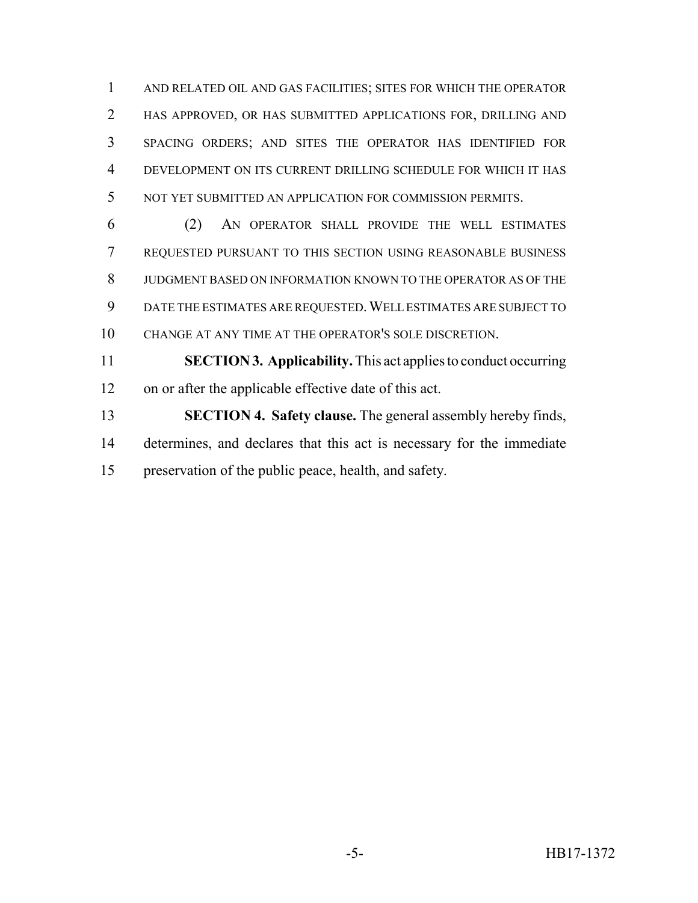AND RELATED OIL AND GAS FACILITIES; SITES FOR WHICH THE OPERATOR HAS APPROVED, OR HAS SUBMITTED APPLICATIONS FOR, DRILLING AND SPACING ORDERS; AND SITES THE OPERATOR HAS IDENTIFIED FOR DEVELOPMENT ON ITS CURRENT DRILLING SCHEDULE FOR WHICH IT HAS NOT YET SUBMITTED AN APPLICATION FOR COMMISSION PERMITS.

(2) AN OPERATOR SHALL PROVIDE THE WELL ESTIMATES REQUESTED PURSUANT TO THIS SECTION USING REASONABLE BUSINESS JUDGMENT BASED ON INFORMATION KNOWN TO THE OPERATOR AS OF THE DATE THE ESTIMATES ARE REQUESTED. WELL ESTIMATES ARE SUBJECT TO CHANGE AT ANY TIME AT THE OPERATOR'S SOLE DISCRETION.

**SECTION 3. Applicability.** This act applies to conduct occurring on or after the applicable effective date of this act.

**SECTION 4. Safety clause.** The general assembly hereby finds, determines, and declares that this act is necessary for the immediate preservation of the public peace, health, and safety.